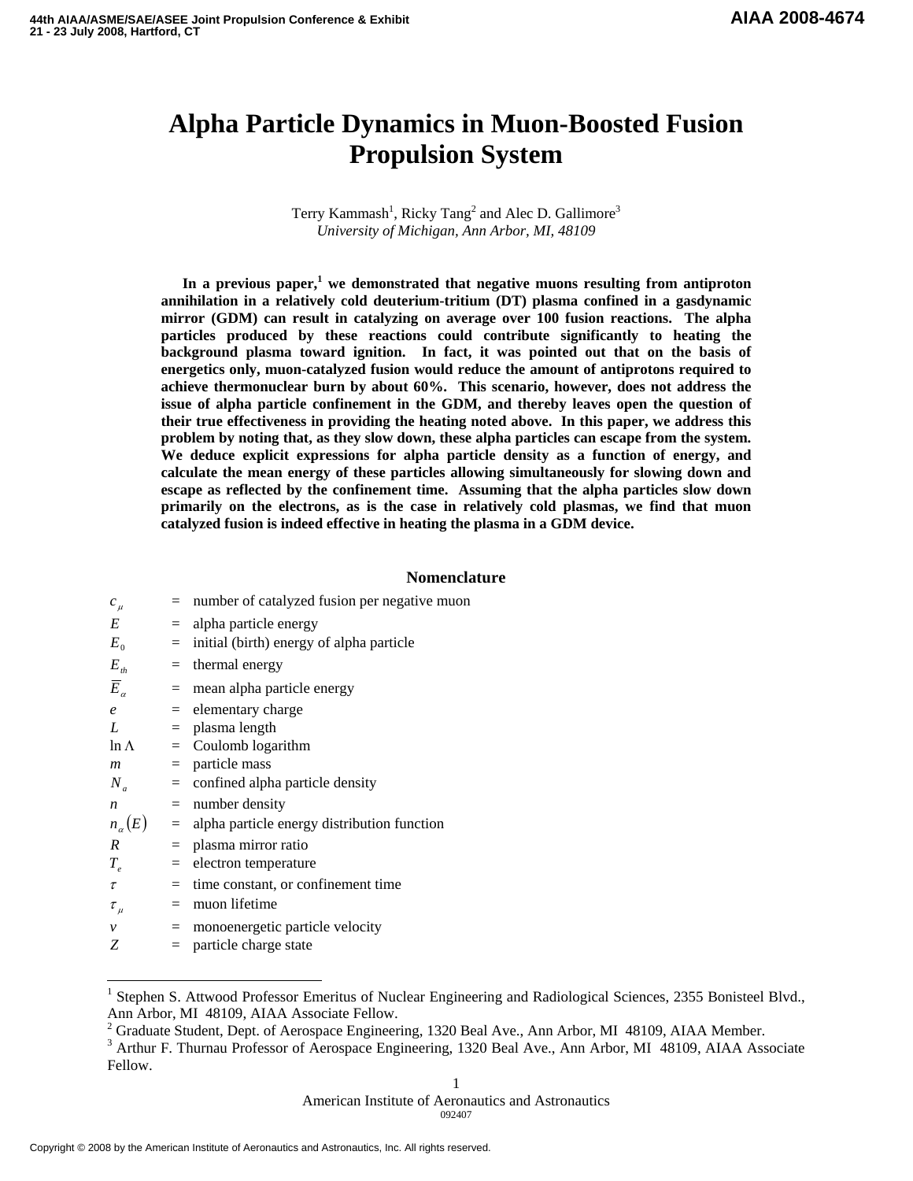# Alpha Particle Dynamics in Muon-Boosted Fusion Propulsion System

Terry Kammash[1], Ricky Tang[2] and Alec D. Gallimore[3]
*University of Michigan, Ann Arbor, MI, 48109*

**In a previous paper,[1] we demonstrated that negative muons resulting from antiproton annihilation in a relatively cold deuterium-tritium (DT) plasma confined in a gasdynamic mirror (GDM) can result in catalyzing on average over 100 fusion reactions. The alpha particles produced by these reactions could contribute significantly to heating the background plasma toward ignition. In fact, it was pointed out that on the basis of energetics only, muon-catalyzed fusion would reduce the amount of antiprotons required to achieve thermonuclear burn by about 60%. This scenario, however, does not address the issue of alpha particle confinement in the GDM, and thereby leaves open the question of their true effectiveness in providing the heating noted above. In this paper, we address this problem by noting that, as they slow down, these alpha particles can escape from the system. We deduce explicit expressions for alpha particle density as a function of energy, and calculate the mean energy of these particles allowing simultaneously for slowing down and escape as reflected by the confinement time. Assuming that the alpha particles slow down primarily on the electrons, as is the case in relatively cold plasmas, we find that muon catalyzed fusion is indeed effective in heating the plasma in a GDM device.**

## Nomenclature

| | | |
|---|---|---|
| $c_\mu$ | = | number of catalyzed fusion per negative muon |
| $E$ | = | alpha particle energy |
| $E_0$ | = | initial (birth) energy of alpha particle |
| $E_{th}$ | = | thermal energy |
| $\overline{E}_\alpha$ | = | mean alpha particle energy |
| $e$ | = | elementary charge |
| $L$ | = | plasma length |
| $\ln \Lambda$ | = | Coulomb logarithm |
| $m$ | = | particle mass |
| $N_a$ | = | confined alpha particle density |
| $n$ | = | number density |
| $n_\alpha(E)$ | = | alpha particle energy distribution function |
| $R$ | = | plasma mirror ratio |
| $T_e$ | = | electron temperature |
| $\tau$ | = | time constant, or confinement time |
| $\tau_\mu$ | = | muon lifetime |
| $v$ | = | monoenergetic particle velocity |
| $Z$ | = | particle charge state |

---

[1] Stephen S. Attwood Professor Emeritus of Nuclear Engineering and Radiological Sciences, 2355 Bonisteel Blvd., Ann Arbor, MI 48109, AIAA Associate Fellow.

[2] Graduate Student, Dept. of Aerospace Engineering, 1320 Beal Ave., Ann Arbor, MI 48109, AIAA Member.

[3] Arthur F. Thurnau Professor of Aerospace Engineering, 1320 Beal Ave., Ann Arbor, MI 48109, AIAA Associate Fellow.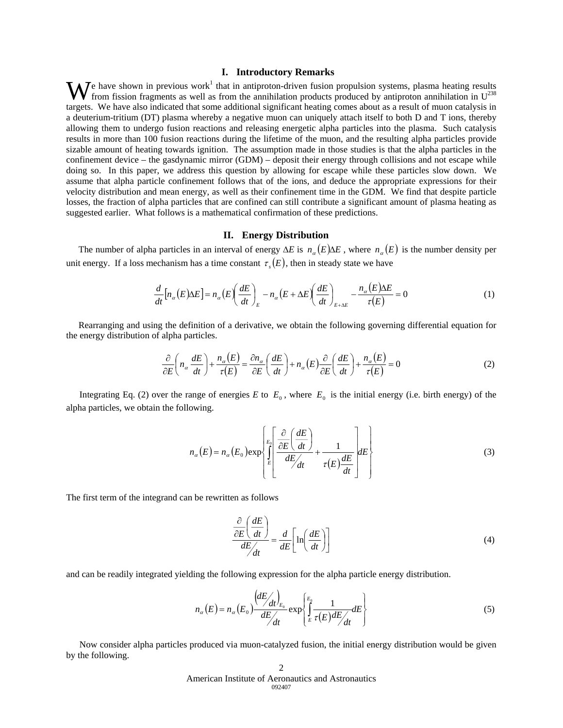## I. Introductory Remarks

We have shown in previous work[1] that in antiproton-driven fusion propulsion systems, plasma heating results from fission fragments as well as from the annihilation products produced by antiproton annihilation in $U^{238}$ targets. We have also indicated that some additional significant heating comes about as a result of muon catalysis in a deuterium-tritium (DT) plasma whereby a negative muon can uniquely attach itself to both D and T ions, thereby allowing them to undergo fusion reactions and releasing energetic alpha particles into the plasma. Such catalysis results in more than 100 fusion reactions during the lifetime of the muon, and the resulting alpha particles provide sizable amount of heating towards ignition. The assumption made in those studies is that the alpha particles in the confinement device – the gasdynamic mirror (GDM) – deposit their energy through collisions and not escape while doing so. In this paper, we address this question by allowing for escape while these particles slow down. We assume that alpha particle confinement follows that of the ions, and deduce the appropriate expressions for their velocity distribution and mean energy, as well as their confinement time in the GDM. We find that despite particle losses, the fraction of alpha particles that are confined can still contribute a significant amount of plasma heating as suggested earlier. What follows is a mathematical confirmation of these predictions.

## II. Energy Distribution

The number of alpha particles in an interval of energy $\Delta E$ is $n_\alpha(E)\Delta E$, where $n_\alpha(E)$ is the number density per unit energy. If a loss mechanism has a time constant $\tau_s(E)$, then in steady state we have

$$\frac{d}{dt}\left[n_\alpha(E)\Delta E\right] = n_\alpha(E)\left(\frac{dE}{dt}\right)_E - n_\alpha(E+\Delta E)\left(\frac{dE}{dt}\right)_{E+\Delta E} - \frac{n_\alpha(E)\Delta E}{\tau(E)} = 0 \tag{1}$$

Rearranging and using the definition of a derivative, we obtain the following governing differential equation for the energy distribution of alpha particles.

$$\frac{\partial}{\partial E}\left(n_\alpha \frac{dE}{dt}\right) + \frac{n_\alpha(E)}{\tau(E)} = \frac{\partial n_\alpha}{\partial E}\left(\frac{dE}{dt}\right) + n_\alpha(E)\frac{\partial}{\partial E}\left(\frac{dE}{dt}\right) + \frac{n_\alpha(E)}{\tau(E)} = 0 \tag{2}$$

Integrating Eq. (2) over the range of energies $E$ to $E_0$, where $E_0$ is the initial energy (i.e. birth energy) of the alpha particles, we obtain the following.

$$n_\alpha(E) = n_\alpha(E_0)\exp\left\{\int_E^{E_0}\left[\frac{\frac{\partial}{\partial E}\left(\frac{dE}{dt}\right)}{dE/dt} + \frac{1}{\tau(E)\frac{dE}{dt}}\right]dE\right\} \tag{3}$$

The first term of the integrand can be rewritten as follows

$$\frac{\frac{\partial}{\partial E}\left(\frac{dE}{dt}\right)}{dE/dt} = \frac{d}{dE}\left[\ln\left(\frac{dE}{dt}\right)\right] \tag{4}$$

and can be readily integrated yielding the following expression for the alpha particle energy distribution.

$$n_\alpha(E) = n_\alpha(E_0)\frac{\left(dE/dt\right)_{E_0}}{dE/dt}\exp\left\{\int_E^{E_0}\frac{1}{\tau(E)\,dE/dt}dE\right\} \tag{5}$$

Now consider alpha particles produced via muon-catalyzed fusion, the initial energy distribution would be given by the following.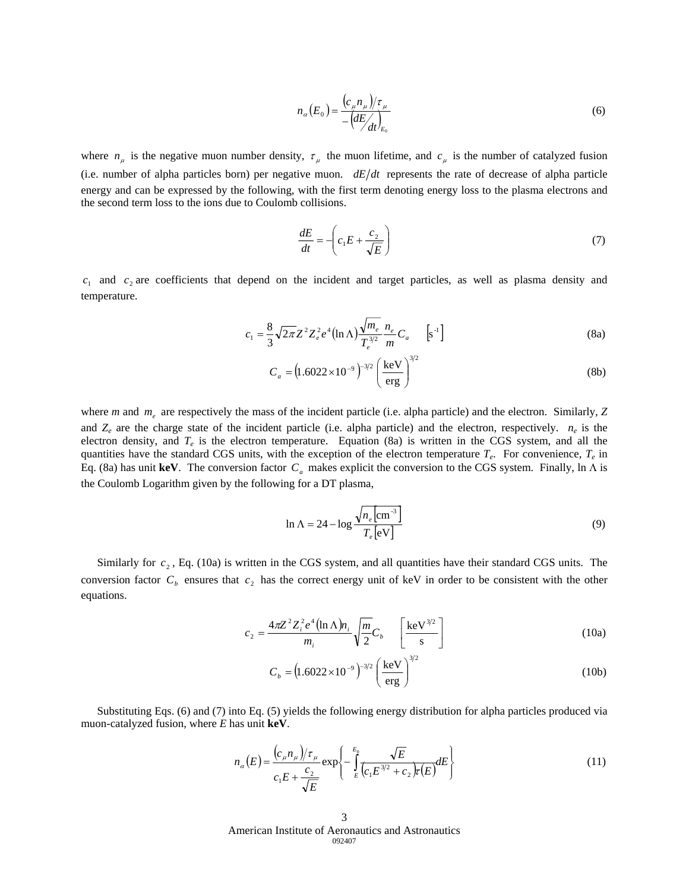$$n_\alpha(E_0) = \frac{(c_\mu n_\mu)/\tau_\mu}{-\left(dE/dt\right)_{E_0}} \tag{6}$$

where $n_\mu$ is the negative muon number density, $\tau_\mu$ the muon lifetime, and $c_\mu$ is the number of catalyzed fusion (i.e. number of alpha particles born) per negative muon. $dE/dt$ represents the rate of decrease of alpha particle energy and can be expressed by the following, with the first term denoting energy loss to the plasma electrons and the second term loss to the ions due to Coulomb collisions.

$$\frac{dE}{dt} = -\left(c_1 E + \frac{c_2}{\sqrt{E}}\right) \tag{7}$$

$c_1$ and $c_2$ are coefficients that depend on the incident and target particles, as well as plasma density and temperature.

$$c_1 = \frac{8}{3}\sqrt{2\pi} Z^2 Z_e^2 e^4 (\ln\Lambda) \frac{\sqrt{m_e}}{T_e^{3/2}} \frac{n_e}{m} C_a \qquad \left[\mathrm{s}^{-1}\right] \tag{8a}$$

$$C_a = \left(1.6022\times10^{-9}\right)^{-3/2} \left(\frac{\mathrm{keV}}{\mathrm{erg}}\right)^{3/2} \tag{8b}$$

where $m$ and $m_e$ are respectively the mass of the incident particle (i.e. alpha particle) and the electron. Similarly, $Z$ and $Z_e$ are the charge state of the incident particle (i.e. alpha particle) and the electron, respectively. $n_e$ is the electron density, and $T_e$ is the electron temperature. Equation (8a) is written in the CGS system, and all the quantities have the standard CGS units, with the exception of the electron temperature $T_e$. For convenience, $T_e$ in Eq. (8a) has unit **keV**. The conversion factor $C_a$ makes explicit the conversion to the CGS system. Finally, $\ln\Lambda$ is the Coulomb Logarithm given by the following for a DT plasma,

$$\ln\Lambda = 24 - \log\frac{\sqrt{n_e\left[\mathrm{cm}^{-3}\right]}}{T_e\left[\mathrm{eV}\right]} \tag{9}$$

Similarly for $c_2$, Eq. (10a) is written in the CGS system, and all quantities have their standard CGS units. The conversion factor $C_b$ ensures that $c_2$ has the correct energy unit of keV in order to be consistent with the other equations.

$$c_2 = \frac{4\pi Z^2 Z_i^2 e^4 (\ln\Lambda) n_i}{m_i}\sqrt{\frac{m}{2}} C_b \qquad \left[\frac{\mathrm{keV}^{3/2}}{\mathrm{s}}\right] \tag{10a}$$

$$C_b = \left(1.6022\times10^{-9}\right)^{-3/2} \left(\frac{\mathrm{keV}}{\mathrm{erg}}\right)^{3/2} \tag{10b}$$

Substituting Eqs. (6) and (7) into Eq. (5) yields the following energy distribution for alpha particles produced via muon-catalyzed fusion, where $E$ has unit **keV**.

$$n_\alpha(E) = \frac{(c_\mu n_\mu)/\tau_\mu}{c_1 E + \dfrac{c_2}{\sqrt{E}}} \exp\left\{-\int_E^{E_0} \frac{\sqrt{E}}{\left(c_1 E^{3/2} + c_2\right)\tau(E)} dE\right\} \tag{11}$$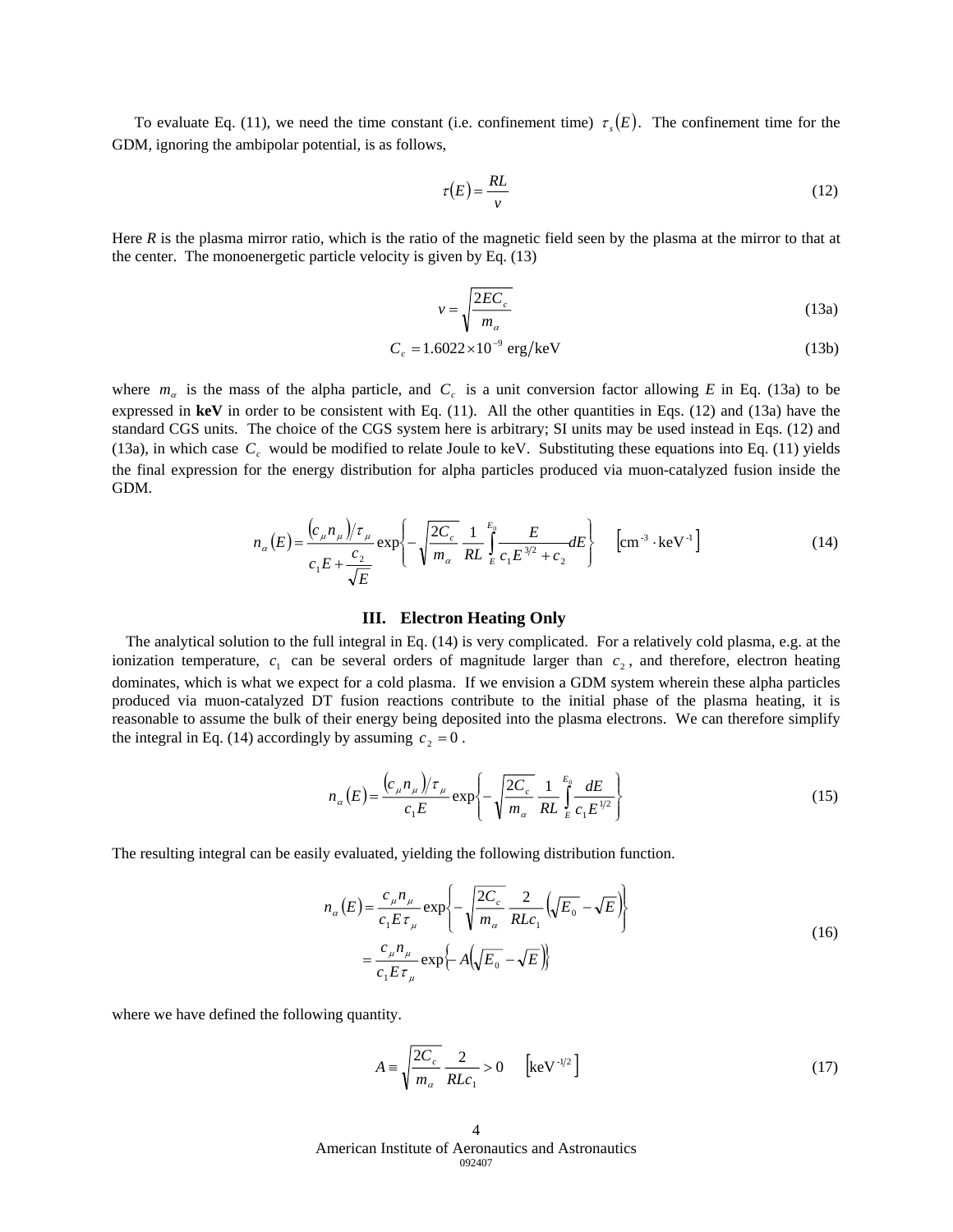To evaluate Eq. (11), we need the time constant (i.e. confinement time) $\tau_s(E)$. The confinement time for the GDM, ignoring the ambipolar potential, is as follows,

$$\tau(E) = \frac{RL}{v} \tag{12}$$

Here *R* is the plasma mirror ratio, which is the ratio of the magnetic field seen by the plasma at the mirror to that at the center. The monoenergetic particle velocity is given by Eq. (13)

$$v = \sqrt{\frac{2EC_c}{m_\alpha}} \tag{13a}$$

$$C_c = 1.6022 \times 10^{-9} \text{ erg/keV} \tag{13b}$$

where $m_\alpha$ is the mass of the alpha particle, and $C_c$ is a unit conversion factor allowing *E* in Eq. (13a) to be expressed in **keV** in order to be consistent with Eq. (11). All the other quantities in Eqs. (12) and (13a) have the standard CGS units. The choice of the CGS system here is arbitrary; SI units may be used instead in Eqs. (12) and (13a), in which case $C_c$ would be modified to relate Joule to keV. Substituting these equations into Eq. (11) yields the final expression for the energy distribution for alpha particles produced via muon-catalyzed fusion inside the GDM.

$$n_\alpha(E) = \frac{(c_\mu n_\mu)/\tau_\mu}{c_1 E + \frac{c_2}{\sqrt{E}}} \exp\left\{-\sqrt{\frac{2C_c}{m_\alpha}} \frac{1}{RL} \int_E^{E_0} \frac{E}{c_1 E^{3/2} + c_2} dE\right\} \quad \left[\text{cm}^{-3} \cdot \text{keV}^{-1}\right] \tag{14}$$

## III. Electron Heating Only

The analytical solution to the full integral in Eq. (14) is very complicated. For a relatively cold plasma, e.g. at the ionization temperature, $c_1$ can be several orders of magnitude larger than $c_2$, and therefore, electron heating dominates, which is what we expect for a cold plasma. If we envision a GDM system wherein these alpha particles produced via muon-catalyzed DT fusion reactions contribute to the initial phase of the plasma heating, it is reasonable to assume the bulk of their energy being deposited into the plasma electrons. We can therefore simplify the integral in Eq. (14) accordingly by assuming $c_2 = 0$.

$$n_\alpha(E) = \frac{(c_\mu n_\mu)/\tau_\mu}{c_1 E} \exp\left\{-\sqrt{\frac{2C_c}{m_\alpha}} \frac{1}{RL} \int_E^{E_0} \frac{dE}{c_1 E^{1/2}}\right\} \tag{15}$$

The resulting integral can be easily evaluated, yielding the following distribution function.

$$\begin{aligned} n_\alpha(E) &= \frac{c_\mu n_\mu}{c_1 E \tau_\mu} \exp\left\{-\sqrt{\frac{2C_c}{m_\alpha}} \frac{2}{RLc_1}\left(\sqrt{E_0} - \sqrt{E}\right)\right\} \\ &= \frac{c_\mu n_\mu}{c_1 E \tau_\mu} \exp\left\{-A\left(\sqrt{E_0} - \sqrt{E}\right)\right\} \end{aligned} \tag{16}$$

where we have defined the following quantity.

$$A \equiv \sqrt{\frac{2C_c}{m_\alpha}} \frac{2}{RLc_1} > 0 \quad \left[\text{keV}^{-1/2}\right] \tag{17}$$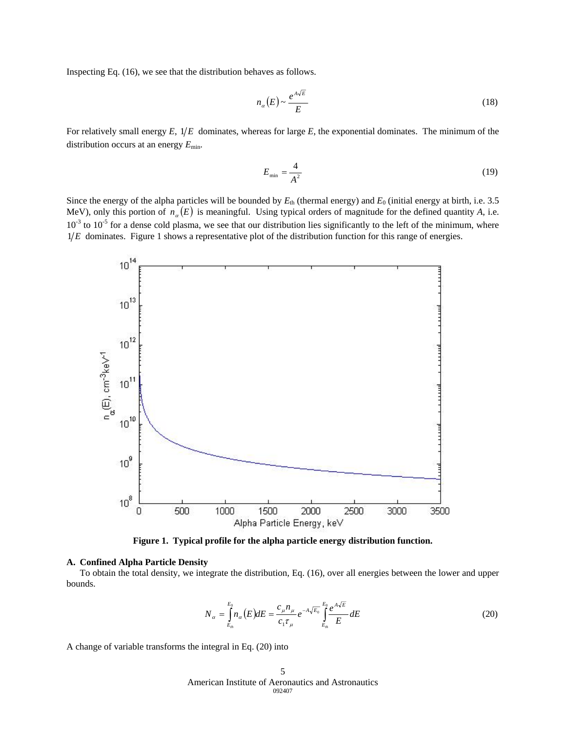Inspecting Eq. (16), we see that the distribution behaves as follows.

$$n_\alpha(E) \sim \frac{e^{A\sqrt{E}}}{E} \tag{18}$$

For relatively small energy $E$, $1/E$ dominates, whereas for large $E$, the exponential dominates. The minimum of the distribution occurs at an energy $E_{\min}$.

$$E_{\min} = \frac{4}{A^2} \tag{19}$$

Since the energy of the alpha particles will be bounded by $E_{th}$ (thermal energy) and $E_0$ (initial energy at birth, i.e. 3.5 MeV), only this portion of $n_\alpha(E)$ is meaningful. Using typical orders of magnitude for the defined quantity $A$, i.e. $10^{-3}$ to $10^{-5}$ for a dense cold plasma, we see that our distribution lies significantly to the left of the minimum, where $1/E$ dominates. Figure 1 shows a representative plot of the distribution function for this range of energies.

**Figure 1. Typical profile for the alpha particle energy distribution function.**

### A. Confined Alpha Particle Density

To obtain the total density, we integrate the distribution, Eq. (16), over all energies between the lower and upper bounds.

$$N_\alpha = \int_{E_{th}}^{E_0} n_\alpha(E)dE = \frac{c_\mu n_\mu}{c_1 \tau_\mu} e^{-A\sqrt{E_0}} \int_{E_{th}}^{E_0} \frac{e^{A\sqrt{E}}}{E} dE \tag{20}$$

A change of variable transforms the integral in Eq. (20) into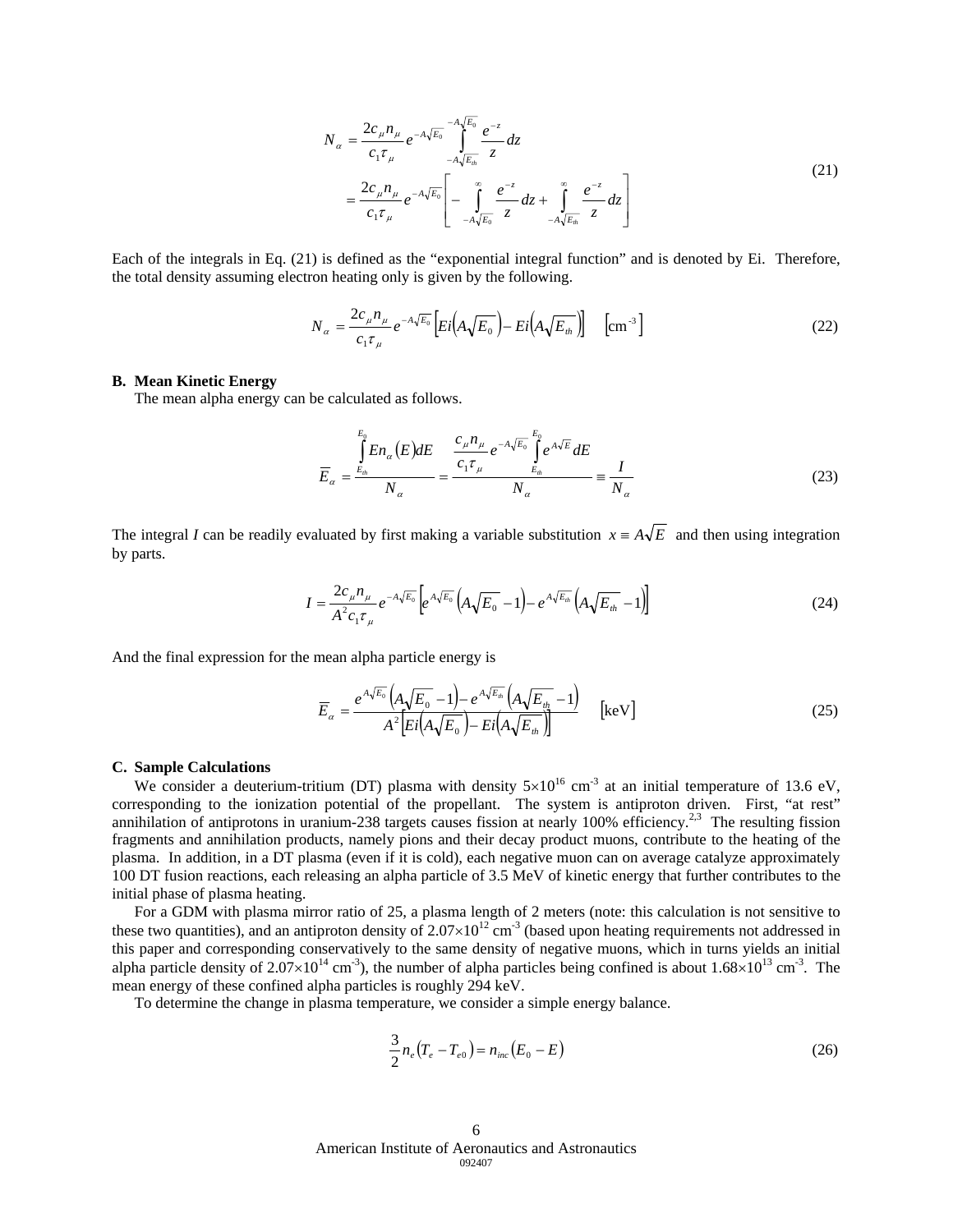$$
\begin{aligned}
N_\alpha &= \frac{2c_\mu n_\mu}{c_1 \tau_\mu} e^{-A\sqrt{E_0}} \int_{-A\sqrt{E_{th}}}^{-A\sqrt{E_0}} \frac{e^{-z}}{z} dz \\
&= \frac{2c_\mu n_\mu}{c_1 \tau_\mu} e^{-A\sqrt{E_0}} \left[ -\int_{-A\sqrt{E_0}}^{\infty} \frac{e^{-z}}{z} dz + \int_{-A\sqrt{E_{th}}}^{\infty} \frac{e^{-z}}{z} dz \right]
\end{aligned}
\tag{21}
$$

Each of the integrals in Eq. (21) is defined as the "exponential integral function" and is denoted by Ei. Therefore, the total density assuming electron heating only is given by the following.

$$
N_\alpha = \frac{2c_\mu n_\mu}{c_1 \tau_\mu} e^{-A\sqrt{E_0}} \left[ Ei\left(A\sqrt{E_0}\right) - Ei\left(A\sqrt{E_{th}}\right) \right] \quad \left[\text{cm}^{-3}\right] \tag{22}
$$

**B. Mean Kinetic Energy**

The mean alpha energy can be calculated as follows.

$$
\overline{E}_\alpha = \frac{\int_{E_{th}}^{E_0} E n_\alpha(E) dE}{N_\alpha} = \frac{\frac{c_\mu n_\mu}{c_1 \tau_\mu} e^{-A\sqrt{E_0}} \int_{E_{th}}^{E_0} e^{A\sqrt{E}} dE}{N_\alpha} \equiv \frac{I}{N_\alpha} \tag{23}
$$

The integral $I$ can be readily evaluated by first making a variable substitution $x \equiv A\sqrt{E}$ and then using integration by parts.

$$
I = \frac{2c_\mu n_\mu}{A^2 c_1 \tau_\mu} e^{-A\sqrt{E_0}} \left[ e^{A\sqrt{E_0}} \left(A\sqrt{E_0} - 1\right) - e^{A\sqrt{E_{th}}} \left(A\sqrt{E_{th}} - 1\right) \right] \tag{24}
$$

And the final expression for the mean alpha particle energy is

$$
\overline{E}_\alpha = \frac{e^{A\sqrt{E_0}} \left(A\sqrt{E_0} - 1\right) - e^{A\sqrt{E_{th}}} \left(A\sqrt{E_{th}} - 1\right)}{A^2 \left[ Ei\left(A\sqrt{E_0}\right) - Ei\left(A\sqrt{E_{th}}\right) \right]} \quad [\text{keV}] \tag{25}
$$

**C. Sample Calculations**

We consider a deuterium-tritium (DT) plasma with density $5\times10^{16}$ cm$^{-3}$ at an initial temperature of 13.6 eV, corresponding to the ionization potential of the propellant. The system is antiproton driven. First, "at rest" annihilation of antiprotons in uranium-238 targets causes fission at nearly 100% efficiency.[2,3] The resulting fission fragments and annihilation products, namely pions and their decay product muons, contribute to the heating of the plasma. In addition, in a DT plasma (even if it is cold), each negative muon can on average catalyze approximately 100 DT fusion reactions, each releasing an alpha particle of 3.5 MeV of kinetic energy that further contributes to the initial phase of plasma heating.

For a GDM with plasma mirror ratio of 25, a plasma length of 2 meters (note: this calculation is not sensitive to these two quantities), and an antiproton density of $2.07\times10^{12}$ cm$^{-3}$ (based upon heating requirements not addressed in this paper and corresponding conservatively to the same density of negative muons, which in turns yields an initial alpha particle density of $2.07\times10^{14}$ cm$^{-3}$), the number of alpha particles being confined is about $1.68\times10^{13}$ cm$^{-3}$. The mean energy of these confined alpha particles is roughly 294 keV.

To determine the change in plasma temperature, we consider a simple energy balance.

$$
\frac{3}{2} n_e \left(T_e - T_{e0}\right) = n_{inc} \left(E_0 - E\right) \tag{26}
$$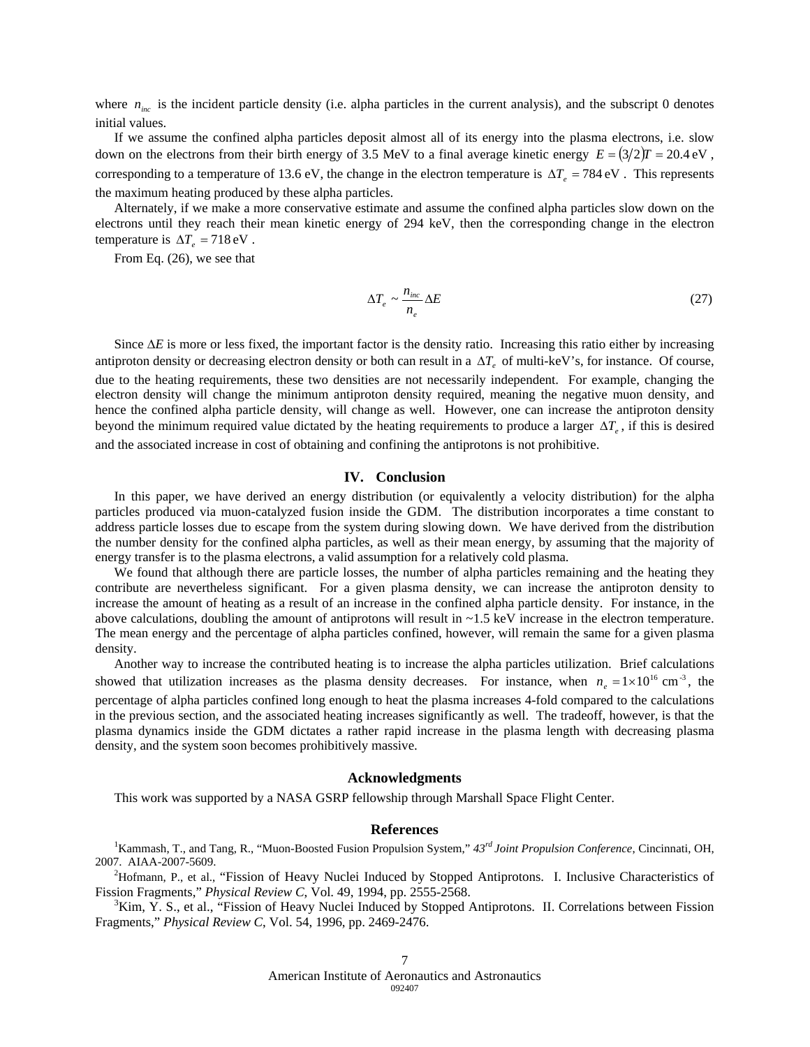where $n_{inc}$ is the incident particle density (i.e. alpha particles in the current analysis), and the subscript 0 denotes initial values.

If we assume the confined alpha particles deposit almost all of its energy into the plasma electrons, i.e. slow down on the electrons from their birth energy of 3.5 MeV to a final average kinetic energy $E = (3/2)T = 20.4\,\text{eV}$, corresponding to a temperature of 13.6 eV, the change in the electron temperature is $\Delta T_e = 784\,\text{eV}$. This represents the maximum heating produced by these alpha particles.

Alternately, if we make a more conservative estimate and assume the confined alpha particles slow down on the electrons until they reach their mean kinetic energy of 294 keV, then the corresponding change in the electron temperature is $\Delta T_e = 718\,\text{eV}$.

From Eq. (26), we see that

$$\Delta T_e \sim \frac{n_{inc}}{n_e} \Delta E \tag{27}$$

Since $\Delta E$ is more or less fixed, the important factor is the density ratio. Increasing this ratio either by increasing antiproton density or decreasing electron density or both can result in a $\Delta T_e$ of multi-keV's, for instance. Of course, due to the heating requirements, these two densities are not necessarily independent. For example, changing the electron density will change the minimum antiproton density required, meaning the negative muon density, and hence the confined alpha particle density, will change as well. However, one can increase the antiproton density beyond the minimum required value dictated by the heating requirements to produce a larger $\Delta T_e$, if this is desired and the associated increase in cost of obtaining and confining the antiprotons is not prohibitive.

## IV. Conclusion

In this paper, we have derived an energy distribution (or equivalently a velocity distribution) for the alpha particles produced via muon-catalyzed fusion inside the GDM. The distribution incorporates a time constant to address particle losses due to escape from the system during slowing down. We have derived from the distribution the number density for the confined alpha particles, as well as their mean energy, by assuming that the majority of energy transfer is to the plasma electrons, a valid assumption for a relatively cold plasma.

We found that although there are particle losses, the number of alpha particles remaining and the heating they contribute are nevertheless significant. For a given plasma density, we can increase the antiproton density to increase the amount of heating as a result of an increase in the confined alpha particle density. For instance, in the above calculations, doubling the amount of antiprotons will result in ~1.5 keV increase in the electron temperature. The mean energy and the percentage of alpha particles confined, however, will remain the same for a given plasma density.

Another way to increase the contributed heating is to increase the alpha particles utilization. Brief calculations showed that utilization increases as the plasma density decreases. For instance, when $n_e = 1\times10^{16}\,\text{cm}^{-3}$, the percentage of alpha particles confined long enough to heat the plasma increases 4-fold compared to the calculations in the previous section, and the associated heating increases significantly as well. The tradeoff, however, is that the plasma dynamics inside the GDM dictates a rather rapid increase in the plasma length with decreasing plasma density, and the system soon becomes prohibitively massive.

## Acknowledgments

This work was supported by a NASA GSRP fellowship through Marshall Space Flight Center.

## References

[1] Kammash, T., and Tang, R., "Muon-Boosted Fusion Propulsion System," *43rd Joint Propulsion Conference*, Cincinnati, OH, 2007. AIAA-2007-5609.

[2] Hofmann, P., et al., "Fission of Heavy Nuclei Induced by Stopped Antiprotons. I. Inclusive Characteristics of Fission Fragments," *Physical Review C*, Vol. 49, 1994, pp. 2555-2568.

[3] Kim, Y. S., et al., "Fission of Heavy Nuclei Induced by Stopped Antiprotons. II. Correlations between Fission Fragments," *Physical Review C*, Vol. 54, 1996, pp. 2469-2476.